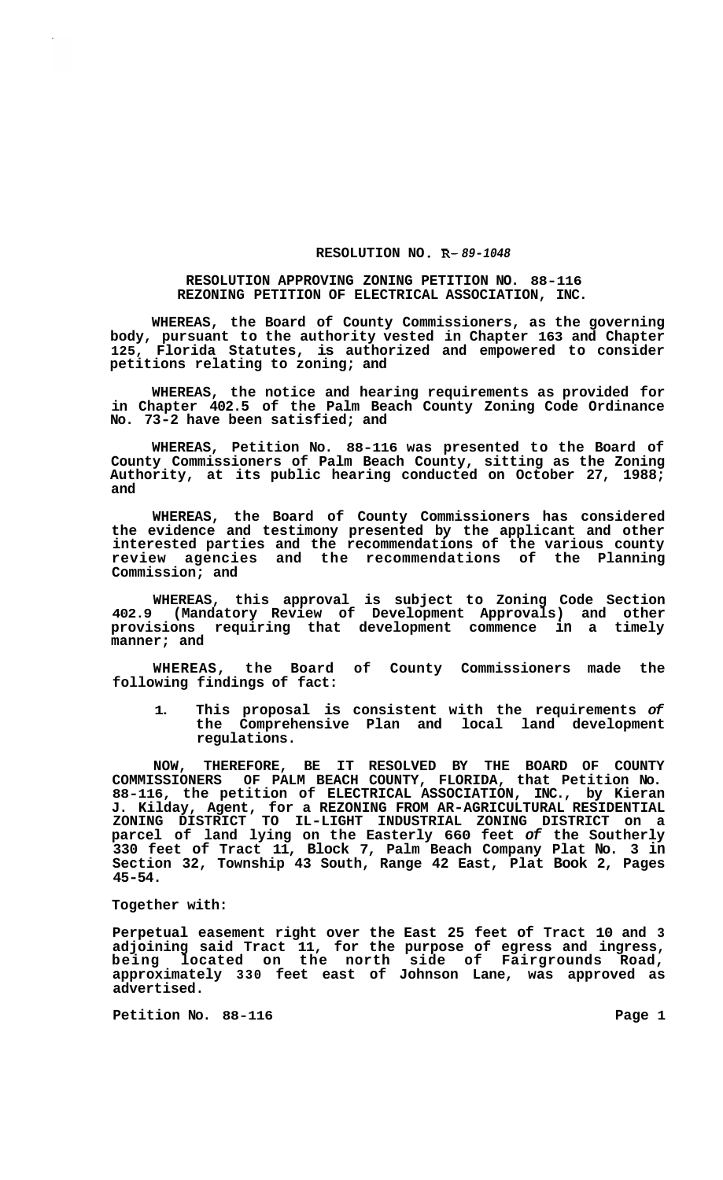**RESOLUTION NO. R-** *89-1048*

**RESOLUTION APPROVING ZONING PETITION NO. 88-116**
**REZONING PETITION OF ELECTRICAL ASSOCIATION, INC.**

**WHEREAS, the Board of County Commissioners, as the governing body, pursuant to the authority vested in Chapter 163 and Chapter 125, Florida Statutes, is authorized and empowered to consider petitions relating to zoning; and**

**WHEREAS, the notice and hearing requirements as provided for in Chapter 402.5 of the Palm Beach County Zoning Code Ordinance No. 73-2 have been satisfied; and**

**WHEREAS, Petition No. 88-116 was presented to the Board of County Commissioners of Palm Beach County, sitting as the Zoning Authority, at its public hearing conducted on October 27, 1988; and**

**WHEREAS, the Board of County Commissioners has considered the evidence and testimony presented by the applicant and other interested parties and the recommendations of the various county review agencies and the recommendations of the Planning Commission; and**

**WHEREAS, this approval is subject to Zoning Code Section 402.9 (Mandatory Review of Development Approvals) and other provisions requiring that development commence in a timely manner; and**

**WHEREAS, the Board of County Commissioners made the following findings of fact:**

1. **This proposal is consistent with the requirements *of* the Comprehensive Plan and local land development regulations.**

**NOW, THEREFORE, BE IT RESOLVED BY THE BOARD OF COUNTY COMMISSIONERS OF PALM BEACH COUNTY, FLORIDA, that Petition No. 88-116, the petition of ELECTRICAL ASSOCIATION, INC., by Kieran J. Kilday, Agent, for a REZONING FROM AR-AGRICULTURAL RESIDENTIAL ZONING DISTRICT TO IL-LIGHT INDUSTRIAL ZONING DISTRICT on a parcel of land lying on the Easterly 660 feet *of* the Southerly 330 feet of Tract 11, Block 7, Palm Beach Company Plat No. 3 in Section 32, Township 43 South, Range 42 East, Plat Book 2, Pages 45-54.**

**Together with:**

**Perpetual easement right over the East 25 feet of Tract 10 and 3 adjoining said Tract 11, for the purpose of egress and ingress, being located on the north side of Fairgrounds Road, approximately 330 feet east of Johnson Lane, was approved as advertised.**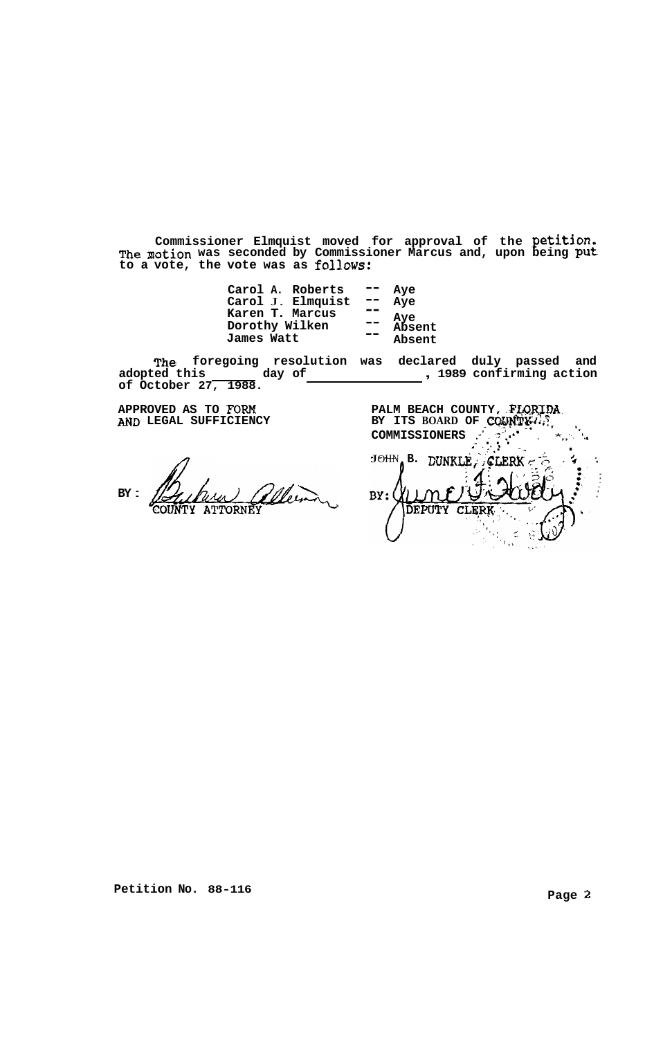Commissioner Elmquist moved for approval of the petition. The motion was seconded by Commissioner Marcus and, upon being put to a vote, the vote was as follows:

| | | |
|---|---|---|
| Carol A. Roberts | -- | Aye |
| Carol J. Elmquist | -- | Aye |
| Karen T. Marcus | -- | Aye |
| Dorothy Wilken | -- | Absent |
| James Watt | -- | Absent |

The foregoing resolution was declared duly passed and adopted this ______ day of ________________, 1989 confirming action of October 27, 1988.

APPROVED AS TO FORM
AND LEGAL SUFFICIENCY

BY: COUNTY ATTORNEY

PALM BEACH COUNTY, FLORIDA
BY ITS BOARD OF COUNTY
COMMISSIONERS

JOHN B. DUNKLE, CLERK

BY: DEPUTY CLERK

Petition No. 88-116